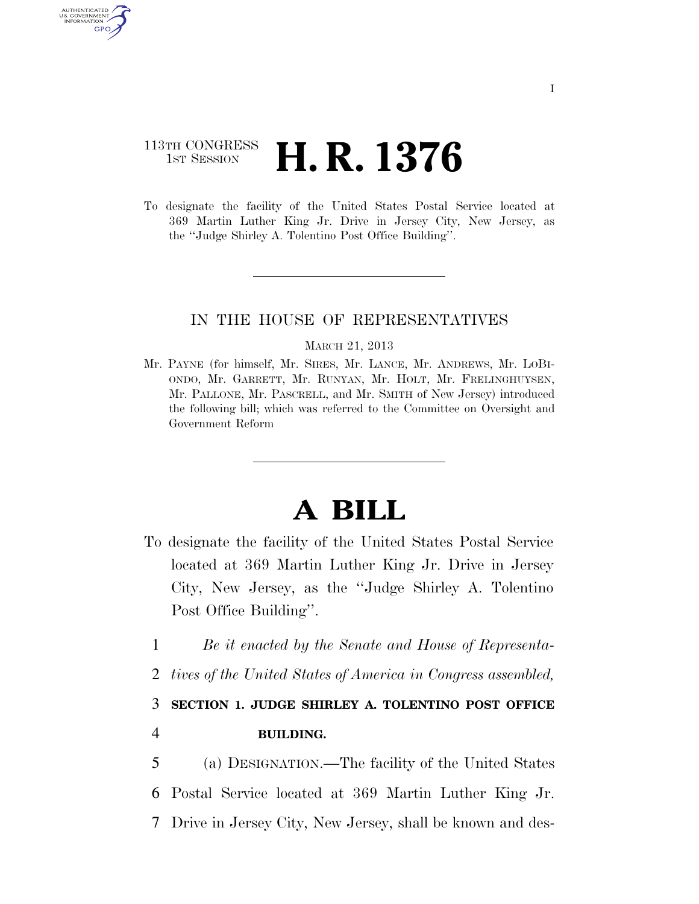113TH CONGRESS
1ST SESSION

# H. R. 1376

To designate the facility of the United States Postal Service located at 369 Martin Luther King Jr. Drive in Jersey City, New Jersey, as the "Judge Shirley A. Tolentino Post Office Building".

IN THE HOUSE OF REPRESENTATIVES

MARCH 21, 2013

Mr. PAYNE (for himself, Mr. SIRES, Mr. LANCE, Mr. ANDREWS, Mr. LOBIONDO, Mr. GARRETT, Mr. RUNYAN, Mr. HOLT, Mr. FRELINGHUYSEN, Mr. PALLONE, Mr. PASCRELL, and Mr. SMITH of New Jersey) introduced the following bill; which was referred to the Committee on Oversight and Government Reform

# A BILL

To designate the facility of the United States Postal Service located at 369 Martin Luther King Jr. Drive in Jersey City, New Jersey, as the "Judge Shirley A. Tolentino Post Office Building".

1 *Be it enacted by the Senate and House of Representa-*
2 *tives of the United States of America in Congress assembled,*

3 **SECTION 1. JUDGE SHIRLEY A. TOLENTINO POST OFFICE**
4 **BUILDING.**

5 (a) DESIGNATION.—The facility of the United States
6 Postal Service located at 369 Martin Luther King Jr.
7 Drive in Jersey City, New Jersey, shall be known and des-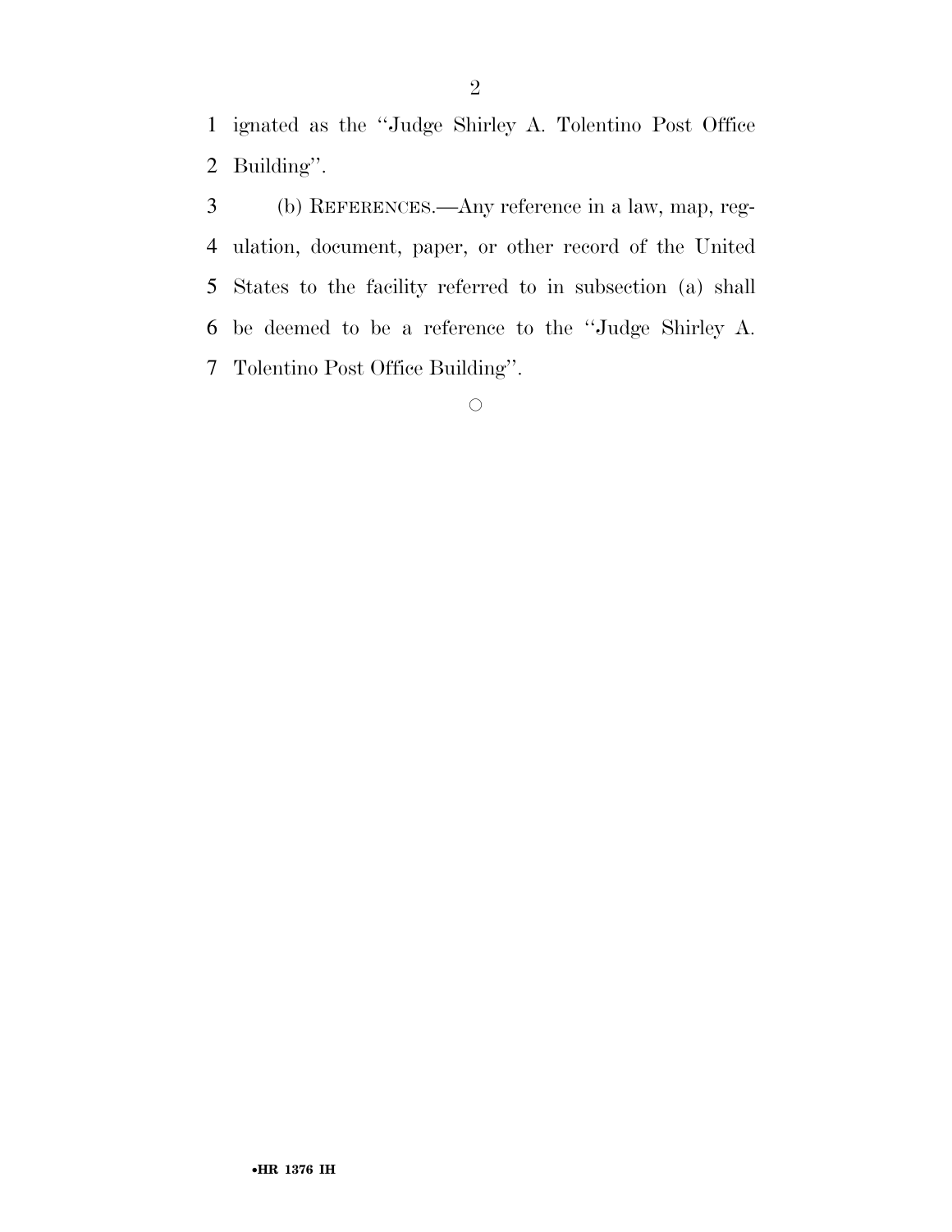ignated as the "Judge Shirley A. Tolentino Post Office Building".

(b) REFERENCES.—Any reference in a law, map, regulation, document, paper, or other record of the United States to the facility referred to in subsection (a) shall be deemed to be a reference to the "Judge Shirley A. Tolentino Post Office Building".

○